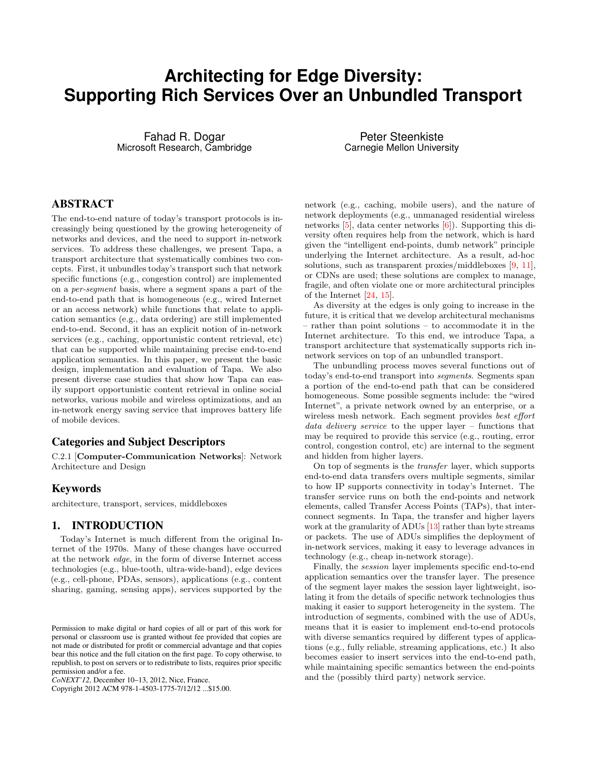# Architecting for Edge Diversity: Supporting Rich Services Over an Unbundled Transport

Fahad R. Dogar
Microsoft Research, Cambridge

Peter Steenkiste
Carnegie Mellon University

## ABSTRACT

The end-to-end nature of today's transport protocols is increasingly being questioned by the growing heterogeneity of networks and devices, and the need to support in-network services. To address these challenges, we present Tapa, a transport architecture that systematically combines two concepts. First, it unbundles today's transport such that network specific functions (e.g., congestion control) are implemented on a *per-segment* basis, where a segment spans a part of the end-to-end path that is homogeneous (e.g., wired Internet or an access network) while functions that relate to application semantics (e.g., data ordering) are still implemented end-to-end. Second, it has an explicit notion of in-network services (e.g., caching, opportunistic content retrieval, etc) that can be supported while maintaining precise end-to-end application semantics. In this paper, we present the basic design, implementation and evaluation of Tapa. We also present diverse case studies that show how Tapa can easily support opportunistic content retrieval in online social networks, various mobile and wireless optimizations, and an in-network energy saving service that improves battery life of mobile devices.

### Categories and Subject Descriptors

C.2.1 [**Computer-Communication Networks**]: Network Architecture and Design

### Keywords

architecture, transport, services, middleboxes

## 1. INTRODUCTION

Today's Internet is much different from the original Internet of the 1970s. Many of these changes have occurred at the network *edge*, in the form of diverse Internet access technologies (e.g., blue-tooth, ultra-wide-band), edge devices (e.g., cell-phone, PDAs, sensors), applications (e.g., content sharing, gaming, sensing apps), services supported by the network (e.g., caching, mobile users), and the nature of network deployments (e.g., unmanaged residential wireless networks [5], data center networks [6]). Supporting this diversity often requires help from the network, which is hard given the "intelligent end-points, dumb network" principle underlying the Internet architecture. As a result, ad-hoc solutions, such as transparent proxies/middleboxes [9, 11], or CDNs are used; these solutions are complex to manage, fragile, and often violate one or more architectural principles of the Internet [24, 15].

As diversity at the edges is only going to increase in the future, it is critical that we develop architectural mechanisms – rather than point solutions – to accommodate it in the Internet architecture. To this end, we introduce Tapa, a transport architecture that systematically supports rich in-network services on top of an unbundled transport.

The unbundling process moves several functions out of today's end-to-end transport into *segments*. Segments span a portion of the end-to-end path that can be considered homogeneous. Some possible segments include: the "wired Internet", a private network owned by an enterprise, or a wireless mesh network. Each segment provides *best effort data delivery service* to the upper layer – functions that may be required to provide this service (e.g., routing, error control, congestion control, etc) are internal to the segment and hidden from higher layers.

On top of segments is the *transfer* layer, which supports end-to-end data transfers overs multiple segments, similar to how IP supports connectivity in today's Internet. The transfer service runs on both the end-points and network elements, called Transfer Access Points (TAPs), that interconnect segments. In Tapa, the transfer and higher layers work at the granularity of ADUs [13] rather than byte streams or packets. The use of ADUs simplifies the deployment of in-network services, making it easy to leverage advances in technology (e.g., cheap in-network storage).

Finally, the *session* layer implements specific end-to-end application semantics over the transfer layer. The presence of the segment layer makes the session layer lightweight, isolating it from the details of specific network technologies thus making it easier to support heterogeneity in the system. The introduction of segments, combined with the use of ADUs, means that it is easier to implement end-to-end protocols with diverse semantics required by different types of applications (e.g., fully reliable, streaming applications, etc.) It also becomes easier to insert services into the end-to-end path, while maintaining specific semantics between the end-points and the (possibly third party) network service.

Permission to make digital or hard copies of all or part of this work for personal or classroom use is granted without fee provided that copies are not made or distributed for profit or commercial advantage and that copies bear this notice and the full citation on the first page. To copy otherwise, to republish, to post on servers or to redistribute to lists, requires prior specific permission and/or a fee.
*CoNEXT'12*, December 10–13, 2012, Nice, France.
Copyright 2012 ACM 978-1-4503-1775-7/12/12 ...$15.00.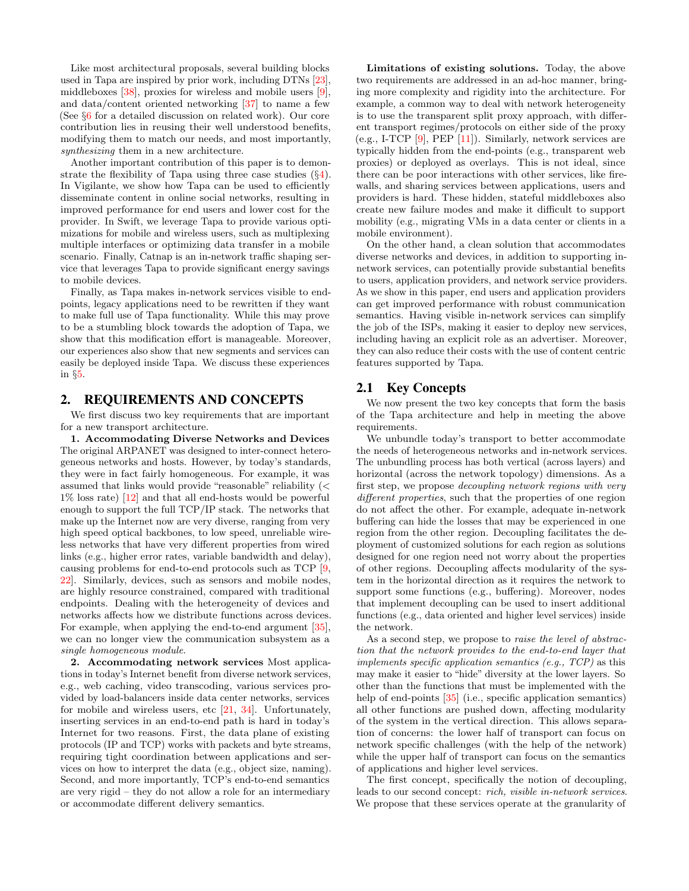Like most architectural proposals, several building blocks used in Tapa are inspired by prior work, including DTNs [23], middleboxes [38], proxies for wireless and mobile users [9], and data/content oriented networking [37] to name a few (See §6 for a detailed discussion on related work). Our core contribution lies in reusing their well understood benefits, modifying them to match our needs, and most importantly, *synthesizing* them in a new architecture.

Another important contribution of this paper is to demonstrate the flexibility of Tapa using three case studies (§4). In Vigilante, we show how Tapa can be used to efficiently disseminate content in online social networks, resulting in improved performance for end users and lower cost for the provider. In Swift, we leverage Tapa to provide various optimizations for mobile and wireless users, such as multiplexing multiple interfaces or optimizing data transfer in a mobile scenario. Finally, Catnap is an in-network traffic shaping service that leverages Tapa to provide significant energy savings to mobile devices.

Finally, as Tapa makes in-network services visible to endpoints, legacy applications need to be rewritten if they want to make full use of Tapa functionality. While this may prove to be a stumbling block towards the adoption of Tapa, we show that this modification effort is manageable. Moreover, our experiences also show that new segments and services can easily be deployed inside Tapa. We discuss these experiences in §5.

## 2. REQUIREMENTS AND CONCEPTS

We first discuss two key requirements that are important for a new transport architecture.

**1. Accommodating Diverse Networks and Devices** The original ARPANET was designed to inter-connect heterogeneous networks and hosts. However, by today's standards, they were in fact fairly homogeneous. For example, it was assumed that links would provide "reasonable" reliability (< 1% loss rate) [12] and that all end-hosts would be powerful enough to support the full TCP/IP stack. The networks that make up the Internet now are very diverse, ranging from very high speed optical backbones, to low speed, unreliable wireless networks that have very different properties from wired links (e.g., higher error rates, variable bandwidth and delay), causing problems for end-to-end protocols such as TCP [9, 22]. Similarly, devices, such as sensors and mobile nodes, are highly resource constrained, compared with traditional endpoints. Dealing with the heterogeneity of devices and networks affects how we distribute functions across devices. For example, when applying the end-to-end argument [35], we can no longer view the communication subsystem as a *single homogeneous module*.

**2. Accommodating network services** Most applications in today's Internet benefit from diverse network services, e.g., web caching, video transcoding, various services provided by load-balancers inside data center networks, services for mobile and wireless users, etc [21, 34]. Unfortunately, inserting services in an end-to-end path is hard in today's Internet for two reasons. First, the data plane of existing protocols (IP and TCP) works with packets and byte streams, requiring tight coordination between applications and services on how to interpret the data (e.g., object size, naming). Second, and more importantly, TCP's end-to-end semantics are very rigid – they do not allow a role for an intermediary or accommodate different delivery semantics.

**Limitations of existing solutions.** Today, the above two requirements are addressed in an ad-hoc manner, bringing more complexity and rigidity into the architecture. For example, a common way to deal with network heterogeneity is to use the transparent split proxy approach, with different transport regimes/protocols on either side of the proxy (e.g., I-TCP [9], PEP [11]). Similarly, network services are typically hidden from the end-points (e.g., transparent web proxies) or deployed as overlays. This is not ideal, since there can be poor interactions with other services, like firewalls, and sharing services between applications, users and providers is hard. These hidden, stateful middleboxes also create new failure modes and make it difficult to support mobility (e.g., migrating VMs in a data center or clients in a mobile environment).

On the other hand, a clean solution that accommodates diverse networks and devices, in addition to supporting in-network services, can potentially provide substantial benefits to users, application providers, and network service providers. As we show in this paper, end users and application providers can get improved performance with robust communication semantics. Having visible in-network services can simplify the job of the ISPs, making it easier to deploy new services, including having an explicit role as an advertiser. Moreover, they can also reduce their costs with the use of content centric features supported by Tapa.

### 2.1 Key Concepts

We now present the two key concepts that form the basis of the Tapa architecture and help in meeting the above requirements.

We unbundle today's transport to better accommodate the needs of heterogeneous networks and in-network services. The unbundling process has both vertical (across layers) and horizontal (across the network topology) dimensions. As a first step, we propose *decoupling network regions with very different properties*, such that the properties of one region do not affect the other. For example, adequate in-network buffering can hide the losses that may be experienced in one region from the other region. Decoupling facilitates the deployment of customized solutions for each region as solutions designed for one region need not worry about the properties of other regions. Decoupling affects modularity of the system in the horizontal direction as it requires the network to support some functions (e.g., buffering). Moreover, nodes that implement decoupling can be used to insert additional functions (e.g., data oriented and higher level services) inside the network.

As a second step, we propose to *raise the level of abstraction that the network provides to the end-to-end layer that implements specific application semantics (e.g., TCP)* as this may make it easier to "hide" diversity at the lower layers. So other than the functions that must be implemented with the help of end-points [35] (i.e., specific application semantics) all other functions are pushed down, affecting modularity of the system in the vertical direction. This allows separation of concerns: the lower half of transport can focus on network specific challenges (with the help of the network) while the upper half of transport can focus on the semantics of applications and higher level services.

The first concept, specifically the notion of decoupling, leads to our second concept: *rich, visible in-network services*. We propose that these services operate at the granularity of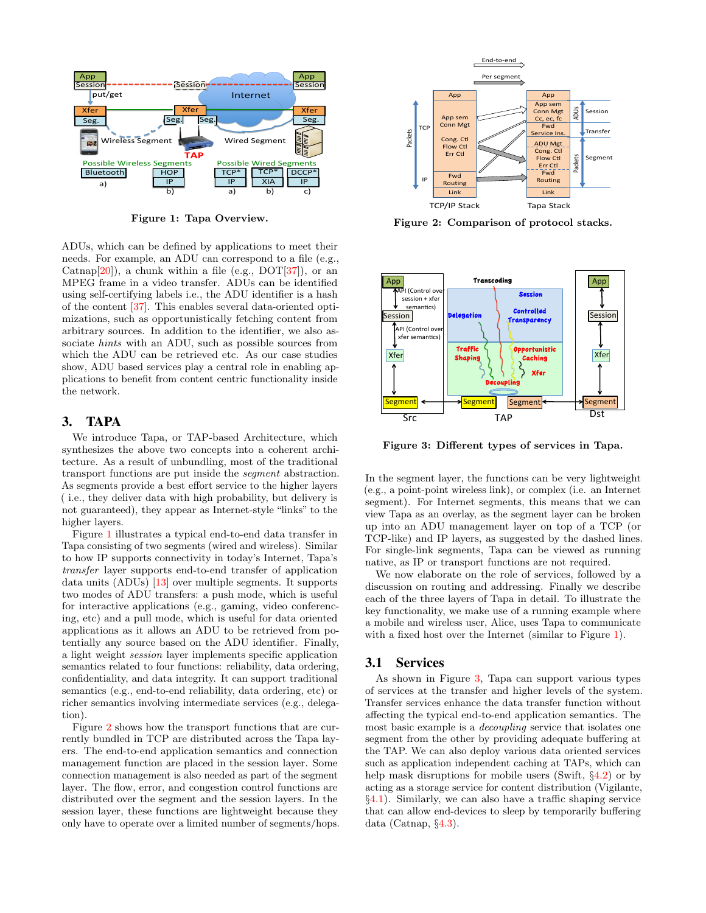Figure 1: Tapa Overview.

Figure 2: Comparison of protocol stacks.

ADUs, which can be defined by applications to meet their needs. For example, an ADU can correspond to a file (e.g., Catnap[20]), a chunk within a file (e.g., DOT[37]), or an MPEG frame in a video transfer. ADUs can be identified using self-certifying labels i.e., the ADU identifier is a hash of the content [37]. This enables several data-oriented optimizations, such as opportunistically fetching content from arbitrary sources. In addition to the identifier, we also associate *hints* with an ADU, such as possible sources from which the ADU can be retrieved etc. As our case studies show, ADU based services play a central role in enabling applications to benefit from content centric functionality inside the network.

## 3. TAPA

We introduce Tapa, or TAP-based Architecture, which synthesizes the above two concepts into a coherent architecture. As a result of unbundling, most of the traditional transport functions are put inside the *segment* abstraction. As segments provide a best effort service to the higher layers ( i.e., they deliver data with high probability, but delivery is not guaranteed), they appear as Internet-style "links" to the higher layers.

Figure 1 illustrates a typical end-to-end data transfer in Tapa consisting of two segments (wired and wireless). Similar to how IP supports connectivity in today's Internet, Tapa's *transfer* layer supports end-to-end transfer of application data units (ADUs) [13] over multiple segments. It supports two modes of ADU transfers: a push mode, which is useful for interactive applications (e.g., gaming, video conferencing, etc) and a pull mode, which is useful for data oriented applications as it allows an ADU to be retrieved from potentially any source based on the ADU identifier. Finally, a light weight *session* layer implements specific application semantics related to four functions: reliability, data ordering, confidentiality, and data integrity. It can support traditional semantics (e.g., end-to-end reliability, data ordering, etc) or richer semantics involving intermediate services (e.g., delegation).

Figure 2 shows how the transport functions that are currently bundled in TCP are distributed across the Tapa layers. The end-to-end application semantics and connection management function are placed in the session layer. Some connection management is also needed as part of the segment layer. The flow, error, and congestion control functions are distributed over the segment and the session layers. In the session layer, these functions are lightweight because they only have to operate over a limited number of segments/hops.

Figure 3: Different types of services in Tapa.

In the segment layer, the functions can be very lightweight (e.g., a point-point wireless link), or complex (i.e. an Internet segment). For Internet segments, this means that we can view Tapa as an overlay, as the segment layer can be broken up into an ADU management layer on top of a TCP (or TCP-like) and IP layers, as suggested by the dashed lines. For single-link segments, Tapa can be viewed as running native, as IP or transport functions are not required.

We now elaborate on the role of services, followed by a discussion on routing and addressing. Finally we describe each of the three layers of Tapa in detail. To illustrate the key functionality, we make use of a running example where a mobile and wireless user, Alice, uses Tapa to communicate with a fixed host over the Internet (similar to Figure 1).

### 3.1 Services

As shown in Figure 3, Tapa can support various types of services at the transfer and higher levels of the system. Transfer services enhance the data transfer function without affecting the typical end-to-end application semantics. The most basic example is a *decoupling* service that isolates one segment from the other by providing adequate buffering at the TAP. We can also deploy various data oriented services such as application independent caching at TAPs, which can help mask disruptions for mobile users (Swift, §4.2) or by acting as a storage service for content distribution (Vigilante, §4.1). Similarly, we can also have a traffic shaping service that can allow end-devices to sleep by temporarily buffering data (Catnap, §4.3).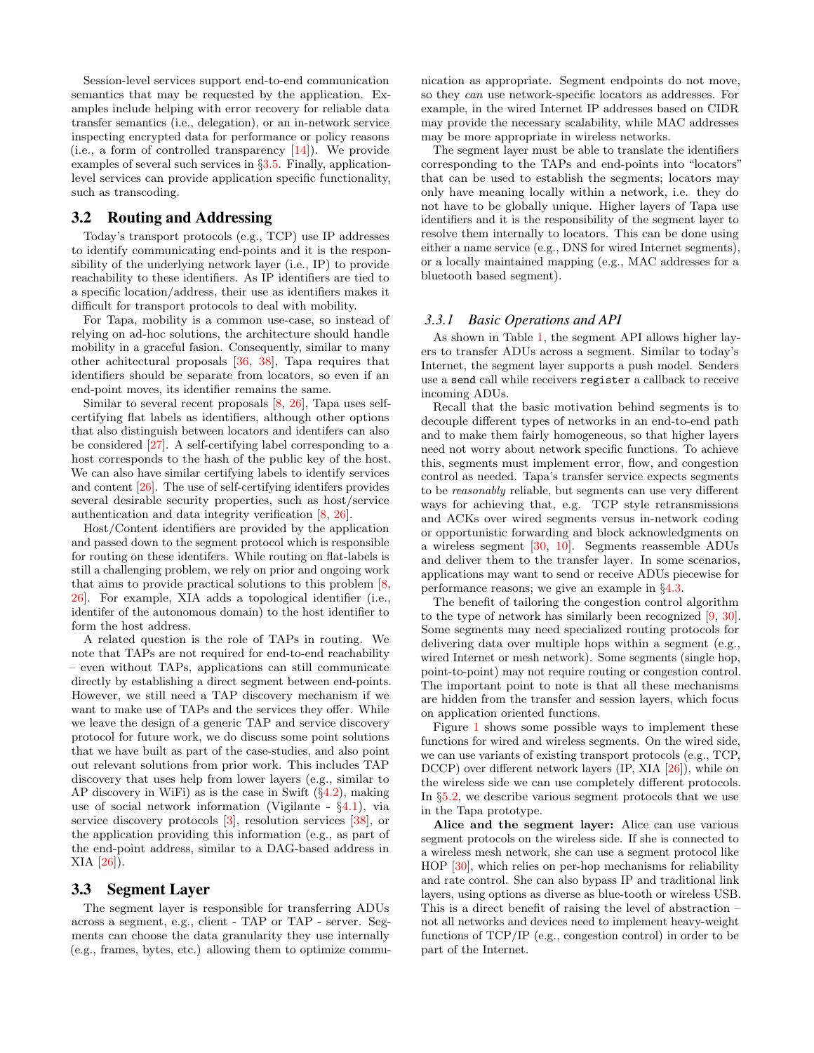Session-level services support end-to-end communication semantics that may be requested by the application. Examples include helping with error recovery for reliable data transfer semantics (i.e., delegation), or an in-network service inspecting encrypted data for performance or policy reasons (i.e., a form of controlled transparency [14]). We provide examples of several such services in §3.5. Finally, application-level services can provide application specific functionality, such as transcoding.

## 3.2 Routing and Addressing

Today's transport protocols (e.g., TCP) use IP addresses to identify communicating end-points and it is the responsibility of the underlying network layer (i.e., IP) to provide reachability to these identifiers. As IP identifiers are tied to a specific location/address, their use as identifiers makes it difficult for transport protocols to deal with mobility.

For Tapa, mobility is a common use-case, so instead of relying on ad-hoc solutions, the architecture should handle mobility in a graceful fasion. Consequently, similar to many other achitectural proposals [36, 38], Tapa requires that identifiers should be separate from locators, so even if an end-point moves, its identifier remains the same.

Similar to several recent proposals [8, 26], Tapa uses self-certifying flat labels as identifiers, although other options that also distinguish between locators and identifers can also be considered [27]. A self-certifying label corresponding to a host corresponds to the hash of the public key of the host. We can also have similar certifying labels to identify services and content [26]. The use of self-certifying identifers provides several desirable security properties, such as host/service authentication and data integrity verification [8, 26].

Host/Content identifiers are provided by the application and passed down to the segment protocol which is responsible for routing on these identifers. While routing on flat-labels is still a challenging problem, we rely on prior and ongoing work that aims to provide practical solutions to this problem [8, 26]. For example, XIA adds a topological identifier (i.e., identifer of the autonomous domain) to the host identifier to form the host address.

A related question is the role of TAPs in routing. We note that TAPs are not required for end-to-end reachability – even without TAPs, applications can still communicate directly by establishing a direct segment between end-points. However, we still need a TAP discovery mechanism if we want to make use of TAPs and the services they offer. While we leave the design of a generic TAP and service discovery protocol for future work, we do discuss some point solutions that we have built as part of the case-studies, and also point out relevant solutions from prior work. This includes TAP discovery that uses help from lower layers (e.g., similar to AP discovery in WiFi) as is the case in Swift (§4.2), making use of social network information (Vigilante - §4.1), via service discovery protocols [3], resolution services [38], or the application providing this information (e.g., as part of the end-point address, similar to a DAG-based address in XIA [26]).

## 3.3 Segment Layer

The segment layer is responsible for transferring ADUs across a segment, e.g., client - TAP or TAP - server. Segments can choose the data granularity they use internally (e.g., frames, bytes, etc.) allowing them to optimize communication as appropriate. Segment endpoints do not move, so they *can* use network-specific locators as addresses. For example, in the wired Internet IP addresses based on CIDR may provide the necessary scalability, while MAC addresses may be more appropriate in wireless networks.

The segment layer must be able to translate the identifiers corresponding to the TAPs and end-points into "locators" that can be used to establish the segments; locators may only have meaning locally within a network, i.e. they do not have to be globally unique. Higher layers of Tapa use identifiers and it is the responsibility of the segment layer to resolve them internally to locators. This can be done using either a name service (e.g., DNS for wired Internet segments), or a locally maintained mapping (e.g., MAC addresses for a bluetooth based segment).

### *3.3.1 Basic Operations and API*

As shown in Table 1, the segment API allows higher layers to transfer ADUs across a segment. Similar to today's Internet, the segment layer supports a push model. Senders use a `send` call while receivers `register` a callback to receive incoming ADUs.

Recall that the basic motivation behind segments is to decouple different types of networks in an end-to-end path and to make them fairly homogeneous, so that higher layers need not worry about network specific functions. To achieve this, segments must implement error, flow, and congestion control as needed. Tapa's transfer service expects segments to be *reasonably* reliable, but segments can use very different ways for achieving that, e.g. TCP style retransmissions and ACKs over wired segments versus in-network coding or opportunistic forwarding and block acknowledgments on a wireless segment [30, 10]. Segments reassemble ADUs and deliver them to the transfer layer. In some scenarios, applications may want to send or receive ADUs piecewise for performance reasons; we give an example in §4.3.

The benefit of tailoring the congestion control algorithm to the type of network has similarly been recognized [9, 30]. Some segments may need specialized routing protocols for delivering data over multiple hops within a segment (e.g., wired Internet or mesh network). Some segments (single hop, point-to-point) may not require routing or congestion control. The important point to note is that all these mechanisms are hidden from the transfer and session layers, which focus on application oriented functions.

Figure 1 shows some possible ways to implement these functions for wired and wireless segments. On the wired side, we can use variants of existing transport protocols (e.g., TCP, DCCP) over different network layers (IP, XIA [26]), while on the wireless side we can use completely different protocols. In §5.2, we describe various segment protocols that we use in the Tapa prototype.

**Alice and the segment layer:** Alice can use various segment protocols on the wireless side. If she is connected to a wireless mesh network, she can use a segment protocol like HOP [30], which relies on per-hop mechanisms for reliability and rate control. She can also bypass IP and traditional link layers, using options as diverse as blue-tooth or wireless USB. This is a direct benefit of raising the level of abstraction – not all networks and devices need to implement heavy-weight functions of TCP/IP (e.g., congestion control) in order to be part of the Internet.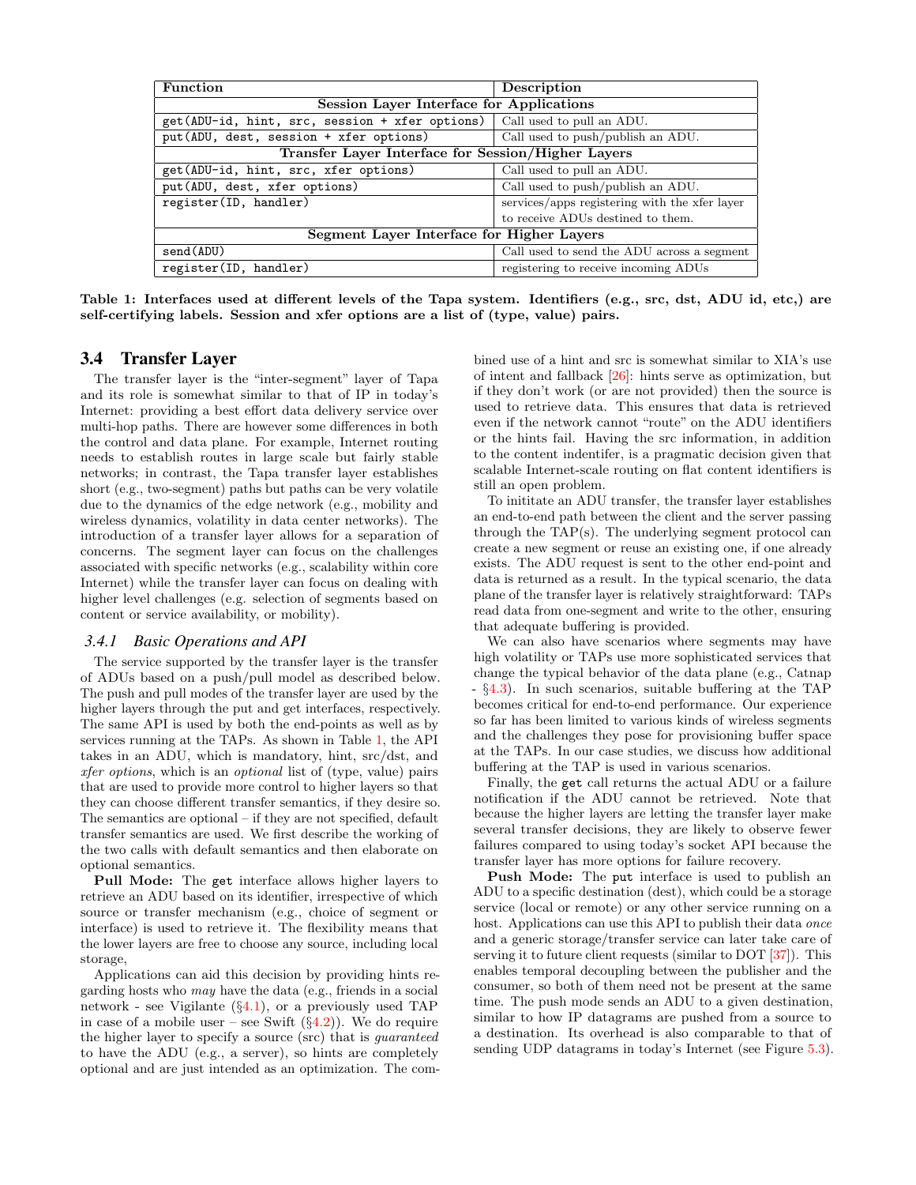| Function | Description |
|---|---|
| **Session Layer Interface for Applications** | |
| `get(ADU-id, hint, src, session + xfer options)` | Call used to pull an ADU. |
| `put(ADU, dest, session + xfer options)` | Call used to push/publish an ADU. |
| **Transfer Layer Interface for Session/Higher Layers** | |
| `get(ADU-id, hint, src, xfer options)` | Call used to pull an ADU. |
| `put(ADU, dest, xfer options)` | Call used to push/publish an ADU. |
| `register(ID, handler)` | services/apps registering with the xfer layer to receive ADUs destined to them. |
| **Segment Layer Interface for Higher Layers** | |
| `send(ADU)` | Call used to send the ADU across a segment |
| `register(ID, handler)` | registering to receive incoming ADUs |

**Table 1: Interfaces used at different levels of the Tapa system. Identifiers (e.g., src, dst, ADU id, etc,) are self-certifying labels. Session and xfer options are a list of (type, value) pairs.**

## 3.4 Transfer Layer

The transfer layer is the "inter-segment" layer of Tapa and its role is somewhat similar to that of IP in today's Internet: providing a best effort data delivery service over multi-hop paths. There are however some differences in both the control and data plane. For example, Internet routing needs to establish routes in large scale but fairly stable networks; in contrast, the Tapa transfer layer establishes short (e.g., two-segment) paths but paths can be very volatile due to the dynamics of the edge network (e.g., mobility and wireless dynamics, volatility in data center networks). The introduction of a transfer layer allows for a separation of concerns. The segment layer can focus on the challenges associated with specific networks (e.g., scalability within core Internet) while the transfer layer can focus on dealing with higher level challenges (e.g. selection of segments based on content or service availability, or mobility).

### 3.4.1 Basic Operations and API

The service supported by the transfer layer is the transfer of ADUs based on a push/pull model as described below. The push and pull modes of the transfer layer are used by the higher layers through the put and get interfaces, respectively. The same API is used by both the end-points as well as by services running at the TAPs. As shown in Table 1, the API takes in an ADU, which is mandatory, hint, src/dst, and *xfer options*, which is an *optional* list of (type, value) pairs that are used to provide more control to higher layers so that they can choose different transfer semantics, if they desire so. The semantics are optional – if they are not specified, default transfer semantics are used. We first describe the working of the two calls with default semantics and then elaborate on optional semantics.

**Pull Mode:** The `get` interface allows higher layers to retrieve an ADU based on its identifier, irrespective of which source or transfer mechanism (e.g., choice of segment or interface) is used to retrieve it. The flexibility means that the lower layers are free to choose any source, including local storage,

Applications can aid this decision by providing hints regarding hosts who *may* have the data (e.g., friends in a social network - see Vigilante (§4.1), or a previously used TAP in case of a mobile user – see Swift (§4.2)). We do require the higher layer to specify a source (src) that is *guaranteed* to have the ADU (e.g., a server), so hints are completely optional and are just intended as an optimization. The combined use of a hint and src is somewhat similar to XIA's use of intent and fallback [26]: hints serve as optimization, but if they don't work (or are not provided) then the source is used to retrieve data. This ensures that data is retrieved even if the network cannot "route" on the ADU identifiers or the hints fail. Having the src information, in addition to the content indentifer, is a pragmatic decision given that scalable Internet-scale routing on flat content identifiers is still an open problem.

To inititate an ADU transfer, the transfer layer establishes an end-to-end path between the client and the server passing through the TAP(s). The underlying segment protocol can create a new segment or reuse an existing one, if one already exists. The ADU request is sent to the other end-point and data is returned as a result. In the typical scenario, the data plane of the transfer layer is relatively straightforward: TAPs read data from one-segment and write to the other, ensuring that adequate buffering is provided.

We can also have scenarios where segments may have high volatility or TAPs use more sophisticated services that change the typical behavior of the data plane (e.g., Catnap - §4.3). In such scenarios, suitable buffering at the TAP becomes critical for end-to-end performance. Our experience so far has been limited to various kinds of wireless segments and the challenges they pose for provisioning buffer space at the TAPs. In our case studies, we discuss how additional buffering at the TAP is used in various scenarios.

Finally, the `get` call returns the actual ADU or a failure notification if the ADU cannot be retrieved. Note that because the higher layers are letting the transfer layer make several transfer decisions, they are likely to observe fewer failures compared to using today's socket API because the transfer layer has more options for failure recovery.

**Push Mode:** The `put` interface is used to publish an ADU to a specific destination (dest), which could be a storage service (local or remote) or any other service running on a host. Applications can use this API to publish their data *once* and a generic storage/transfer service can later take care of serving it to future client requests (similar to DOT [37]). This enables temporal decoupling between the publisher and the consumer, so both of them need not be present at the same time. The push mode sends an ADU to a given destination, similar to how IP datagrams are pushed from a source to a destination. Its overhead is also comparable to that of sending UDP datagrams in today's Internet (see Figure 5.3).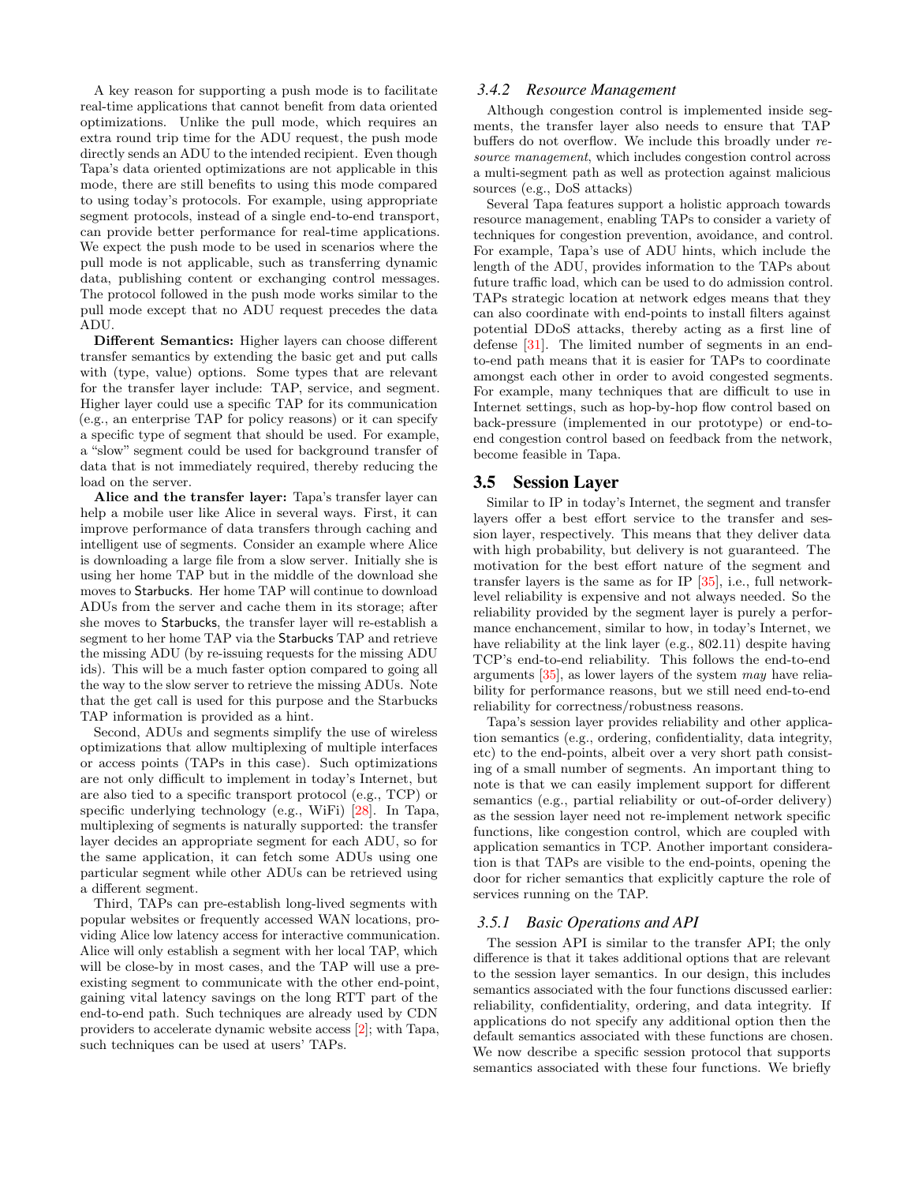A key reason for supporting a push mode is to facilitate real-time applications that cannot benefit from data oriented optimizations. Unlike the pull mode, which requires an extra round trip time for the ADU request, the push mode directly sends an ADU to the intended recipient. Even though Tapa's data oriented optimizations are not applicable in this mode, there are still benefits to using this mode compared to using today's protocols. For example, using appropriate segment protocols, instead of a single end-to-end transport, can provide better performance for real-time applications. We expect the push mode to be used in scenarios where the pull mode is not applicable, such as transferring dynamic data, publishing content or exchanging control messages. The protocol followed in the push mode works similar to the pull mode except that no ADU request precedes the data ADU.

**Different Semantics:** Higher layers can choose different transfer semantics by extending the basic get and put calls with (type, value) options. Some types that are relevant for the transfer layer include: TAP, service, and segment. Higher layer could use a specific TAP for its communication (e.g., an enterprise TAP for policy reasons) or it can specify a specific type of segment that should be used. For example, a "slow" segment could be used for background transfer of data that is not immediately required, thereby reducing the load on the server.

**Alice and the transfer layer:** Tapa's transfer layer can help a mobile user like Alice in several ways. First, it can improve performance of data transfers through caching and intelligent use of segments. Consider an example where Alice is downloading a large file from a slow server. Initially she is using her home TAP but in the middle of the download she moves to Starbucks. Her home TAP will continue to download ADUs from the server and cache them in its storage; after she moves to Starbucks, the transfer layer will re-establish a segment to her home TAP via the Starbucks TAP and retrieve the missing ADU (by re-issuing requests for the missing ADU ids). This will be a much faster option compared to going all the way to the slow server to retrieve the missing ADUs. Note that the get call is used for this purpose and the Starbucks TAP information is provided as a hint.

Second, ADUs and segments simplify the use of wireless optimizations that allow multiplexing of multiple interfaces or access points (TAPs in this case). Such optimizations are not only difficult to implement in today's Internet, but are also tied to a specific transport protocol (e.g., TCP) or specific underlying technology (e.g., WiFi) [28]. In Tapa, multiplexing of segments is naturally supported: the transfer layer decides an appropriate segment for each ADU, so for the same application, it can fetch some ADUs using one particular segment while other ADUs can be retrieved using a different segment.

Third, TAPs can pre-establish long-lived segments with popular websites or frequently accessed WAN locations, providing Alice low latency access for interactive communication. Alice will only establish a segment with her local TAP, which will be close-by in most cases, and the TAP will use a pre-existing segment to communicate with the other end-point, gaining vital latency savings on the long RTT part of the end-to-end path. Such techniques are already used by CDN providers to accelerate dynamic website access [2]; with Tapa, such techniques can be used at users' TAPs.

### 3.4.2 Resource Management

Although congestion control is implemented inside segments, the transfer layer also needs to ensure that TAP buffers do not overflow. We include this broadly under *resource management*, which includes congestion control across a multi-segment path as well as protection against malicious sources (e.g., DoS attacks)

Several Tapa features support a holistic approach towards resource management, enabling TAPs to consider a variety of techniques for congestion prevention, avoidance, and control. For example, Tapa's use of ADU hints, which include the length of the ADU, provides information to the TAPs about future traffic load, which can be used to do admission control. TAPs strategic location at network edges means that they can also coordinate with end-points to install filters against potential DDoS attacks, thereby acting as a first line of defense [31]. The limited number of segments in an end-to-end path means that it is easier for TAPs to coordinate amongst each other in order to avoid congested segments. For example, many techniques that are difficult to use in Internet settings, such as hop-by-hop flow control based on back-pressure (implemented in our prototype) or end-to-end congestion control based on feedback from the network, become feasible in Tapa.

## 3.5 Session Layer

Similar to IP in today's Internet, the segment and transfer layers offer a best effort service to the transfer and session layer, respectively. This means that they deliver data with high probability, but delivery is not guaranteed. The motivation for the best effort nature of the segment and transfer layers is the same as for IP [35], i.e., full network-level reliability is expensive and not always needed. So the reliability provided by the segment layer is purely a performance enchancement, similar to how, in today's Internet, we have reliability at the link layer (e.g., 802.11) despite having TCP's end-to-end reliability. This follows the end-to-end arguments [35], as lower layers of the system *may* have reliability for performance reasons, but we still need end-to-end reliability for correctness/robustness reasons.

Tapa's session layer provides reliability and other application semantics (e.g., ordering, confidentiality, data integrity, etc) to the end-points, albeit over a very short path consisting of a small number of segments. An important thing to note is that we can easily implement support for different semantics (e.g., partial reliability or out-of-order delivery) as the session layer need not re-implement network specific functions, like congestion control, which are coupled with application semantics in TCP. Another important consideration is that TAPs are visible to the end-points, opening the door for richer semantics that explicitly capture the role of services running on the TAP.

### 3.5.1 Basic Operations and API

The session API is similar to the transfer API; the only difference is that it takes additional options that are relevant to the session layer semantics. In our design, this includes semantics associated with the four functions discussed earlier: reliability, confidentiality, ordering, and data integrity. If applications do not specify any additional option then the default semantics associated with these functions are chosen. We now describe a specific session protocol that supports semantics associated with these four functions. We briefly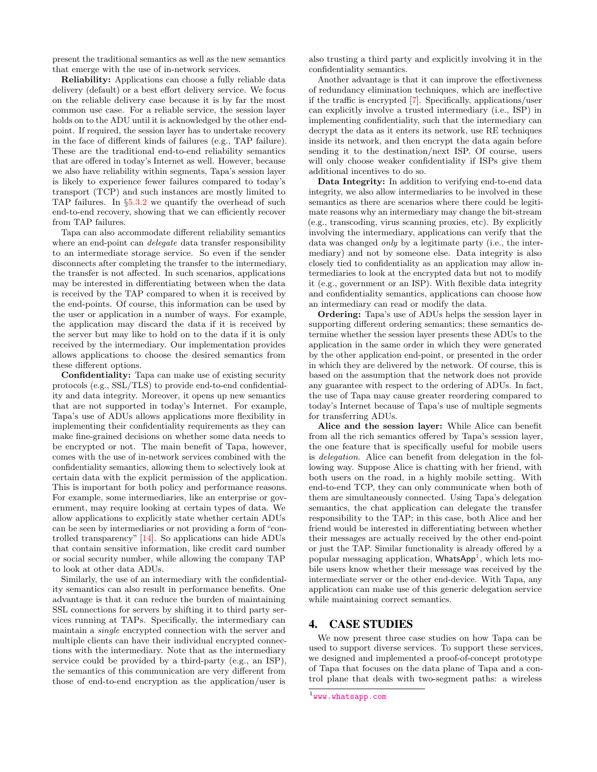present the traditional semantics as well as the new semantics that emerge with the use of in-network services.

**Reliability:** Applications can choose a fully reliable data delivery (default) or a best effort delivery service. We focus on the reliable delivery case because it is by far the most common use case. For a reliable service, the session layer holds on to the ADU until it is acknowledged by the other endpoint. If required, the session layer has to undertake recovery in the face of different kinds of failures (e.g., TAP failure). These are the traditional end-to-end reliability semantics that are offered in today's Internet as well. However, because we also have reliability within segments, Tapa's session layer is likely to experience fewer failures compared to today's transport (TCP) and such instances are mostly limited to TAP failures. In §5.3.2 we quantify the overhead of such end-to-end recovery, showing that we can efficiently recover from TAP failures.

Tapa can also accommodate different reliability semantics where an end-point can *delegate* data transfer responsibility to an intermediate storage service. So even if the sender disconnects after completing the transfer to the intermediary, the transfer is not affected. In such scenarios, applications may be interested in differentiating between when the data is received by the TAP compared to when it is received by the end-points. Of course, this information can be used by the user or application in a number of ways. For example, the application may discard the data if it is received by the server but may like to hold on to the data if it is only received by the intermediary. Our implementation provides allows applications to choose the desired semantics from these different options.

**Confidentiality:** Tapa can make use of existing security protocols (e.g., SSL/TLS) to provide end-to-end confidentiality and data integrity. Moreover, it opens up new semantics that are not supported in today's Internet. For example, Tapa's use of ADUs allows applications more flexibility in implementing their confidentiality requirements as they can make fine-grained decisions on whether some data needs to be encrypted or not. The main benefit of Tapa, however, comes with the use of in-network services combined with the confidentiality semantics, allowing them to selectively look at certain data with the explicit permission of the application. This is important for both policy and performance reasons. For example, some intermediaries, like an enterprise or government, may require looking at certain types of data. We allow applications to explicitly state whether certain ADUs can be seen by intermediaries or not providing a form of "controlled transparency" [14]. So applications can hide ADUs that contain sensitive information, like credit card number or social security number, while allowing the company TAP to look at other data ADUs.

Similarly, the use of an intermediary with the confidentiality semantics can also result in performance benefits. One advantage is that it can reduce the burden of maintaining SSL connections for servers by shifting it to third party services running at TAPs. Specifically, the intermediary can maintain a *single* encrypted connection with the server and multiple clients can have their individual encrypted connections with the intermediary. Note that as the intermediary service could be provided by a third-party (e.g., an ISP), the semantics of this communication are very different from those of end-to-end encryption as the application/user is also trusting a third party and explicitly involving it in the confidentiality semantics.

Another advantage is that it can improve the effectiveness of redundancy elimination techniques, which are ineffective if the traffic is encrypted [7]. Specifically, applications/user can explicitly involve a trusted intermediary (i.e., ISP) in implementing confidentiality, such that the intermediary can decrypt the data as it enters its network, use RE techniques inside its network, and then encrypt the data again before sending it to the destination/next ISP. Of course, users will only choose weaker confidentiality if ISPs give them additional incentives to do so.

**Data Integrity:** In addition to verifying end-to-end data integrity, we also allow intermediaries to be involved in these semantics as there are scenarios where there could be legitimate reasons why an intermediary may change the bit-stream (e.g., transcoding, virus scanning proxies, etc). By explicitly involving the intermediary, applications can verify that the data was changed *only* by a legitimate party (i.e., the intermediary) and not by someone else. Data integrity is also closely tied to confidentiality as an application may allow intermediaries to look at the encrypted data but not to modify it (e.g., government or an ISP). With flexible data integrity and confidentiality semantics, applications can choose how an intermediary can read or modify the data.

**Ordering:** Tapa's use of ADUs helps the session layer in supporting different ordering semantics; these semantics determine whether the session layer presents these ADUs to the application in the same order in which they were generated by the other application end-point, or presented in the order in which they are delivered by the network. Of course, this is based on the assumption that the network does not provide any guarantee with respect to the ordering of ADUs. In fact, the use of Tapa may cause greater reordering compared to today's Internet because of Tapa's use of multiple segments for transferring ADUs.

**Alice and the session layer:** While Alice can benefit from all the rich semantics offered by Tapa's session layer, the one feature that is specifically useful for mobile users is *delegation*. Alice can benefit from delegation in the following way. Suppose Alice is chatting with her friend, with both users on the road, in a highly mobile setting. With end-to-end TCP, they can only communicate when both of them are simultaneously connected. Using Tapa's delegation semantics, the chat application can delegate the transfer responsibility to the TAP; in this case, both Alice and her friend would be interested in differentiating between whether their messages are actually received by the other end-point or just the TAP. Similar functionality is already offered by a popular messaging application, WhatsApp[1], which lets mobile users know whether their message was received by the intermediate server or the other end-device. With Tapa, any application can make use of this generic delegation service while maintaining correct semantics.

## 4. CASE STUDIES

We now present three case studies on how Tapa can be used to support diverse services. To support these services, we designed and implemented a proof-of-concept prototype of Tapa that focuses on the data plane of Tapa and a control plane that deals with two-segment paths: a wireless

[1] www.whatsapp.com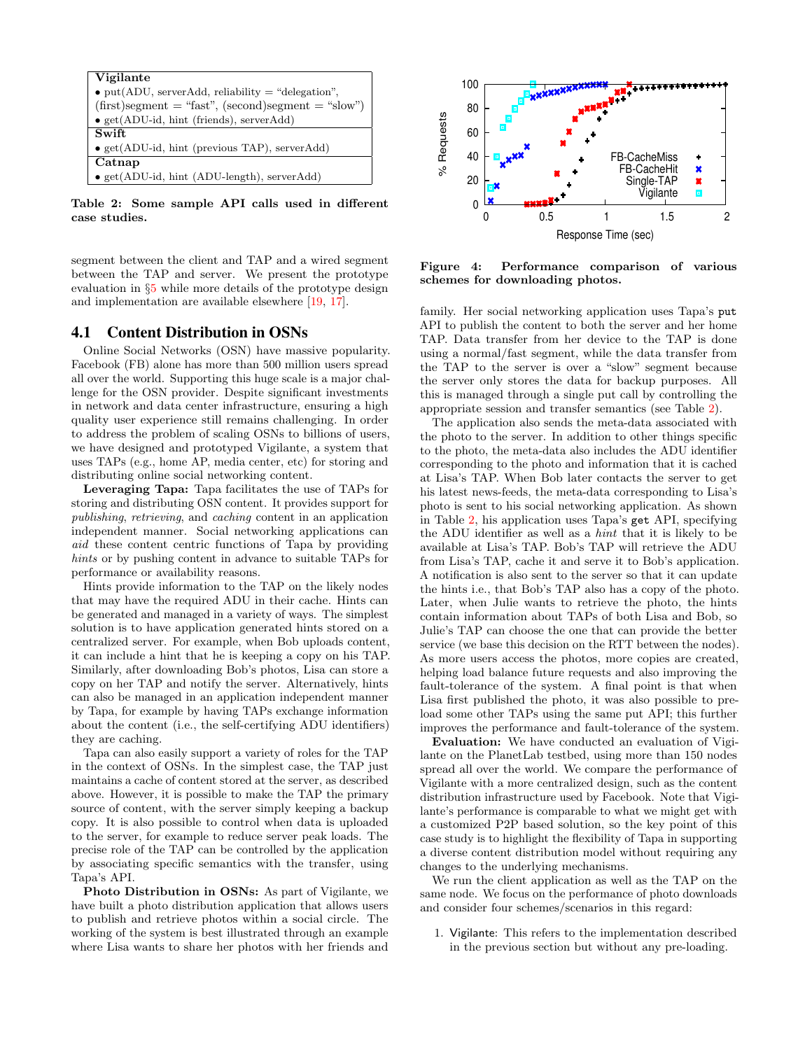| |
|---|
| **Vigilante** |
| • put(ADU, serverAdd, reliability = "delegation", (first)segment = "fast", (second)segment = "slow") |
| • get(ADU-id, hint (friends), serverAdd) |
| **Swift** |
| • get(ADU-id, hint (previous TAP), serverAdd) |
| **Catnap** |
| • get(ADU-id, hint (ADU-length), serverAdd) |

**Table 2: Some sample API calls used in different case studies.**

segment between the client and TAP and a wired segment between the TAP and server. We present the prototype evaluation in §5 while more details of the prototype design and implementation are available elsewhere [19, 17].

## 4.1 Content Distribution in OSNs

Online Social Networks (OSN) have massive popularity. Facebook (FB) alone has more than 500 million users spread all over the world. Supporting this huge scale is a major challenge for the OSN provider. Despite significant investments in network and data center infrastructure, ensuring a high quality user experience still remains challenging. In order to address the problem of scaling OSNs to billions of users, we have designed and prototyped Vigilante, a system that uses TAPs (e.g., home AP, media center, etc) for storing and distributing online social networking content.

**Leveraging Tapa:** Tapa facilitates the use of TAPs for storing and distributing OSN content. It provides support for *publishing*, *retrieving*, and *caching* content in an application independent manner. Social networking applications can *aid* these content centric functions of Tapa by providing *hints* or by pushing content in advance to suitable TAPs for performance or availability reasons.

Hints provide information to the TAP on the likely nodes that may have the required ADU in their cache. Hints can be generated and managed in a variety of ways. The simplest solution is to have application generated hints stored on a centralized server. For example, when Bob uploads content, it can include a hint that he is keeping a copy on his TAP. Similarly, after downloading Bob's photos, Lisa can store a copy on her TAP and notify the server. Alternatively, hints can also be managed in an application independent manner by Tapa, for example by having TAPs exchange information about the content (i.e., the self-certifying ADU identifiers) they are caching.

Tapa can also easily support a variety of roles for the TAP in the context of OSNs. In the simplest case, the TAP just maintains a cache of content stored at the server, as described above. However, it is possible to make the TAP the primary source of content, with the server simply keeping a backup copy. It is also possible to control when data is uploaded to the server, for example to reduce server peak loads. The precise role of the TAP can be controlled by the application by associating specific semantics with the transfer, using Tapa's API.

**Photo Distribution in OSNs:** As part of Vigilante, we have built a photo distribution application that allows users to publish and retrieve photos within a social circle. The working of the system is best illustrated through an example where Lisa wants to share her photos with her friends and

100
80
60
40
20
0
% Requests
0
0.5
1
1.5
2
Response Time (sec)
FB-CacheMiss
FB-CacheHit
Single-TAP
Vigilante

**Figure 4: Performance comparison of various schemes for downloading photos.**

family. Her social networking application uses Tapa's `put` API to publish the content to both the server and her home TAP. Data transfer from her device to the TAP is done using a normal/fast segment, while the data transfer from the TAP to the server is over a "slow" segment because the server only stores the data for backup purposes. All this is managed through a single put call by controlling the appropriate session and transfer semantics (see Table 2).

The application also sends the meta-data associated with the photo to the server. In addition to other things specific to the photo, the meta-data also includes the ADU identifier corresponding to the photo and information that it is cached at Lisa's TAP. When Bob later contacts the server to get his latest news-feeds, the meta-data corresponding to Lisa's photo is sent to his social networking application. As shown in Table 2, his application uses Tapa's `get` API, specifying the ADU identifier as well as a *hint* that it is likely to be available at Lisa's TAP. Bob's TAP will retrieve the ADU from Lisa's TAP, cache it and serve it to Bob's application. A notification is also sent to the server so that it can update the hints i.e., that Bob's TAP also has a copy of the photo. Later, when Julie wants to retrieve the photo, the hints contain information about TAPs of both Lisa and Bob, so Julie's TAP can choose the one that can provide the better service (we base this decision on the RTT between the nodes). As more users access the photos, more copies are created, helping load balance future requests and also improving the fault-tolerance of the system. A final point is that when Lisa first published the photo, it was also possible to preload some other TAPs using the same put API; this further improves the performance and fault-tolerance of the system.

**Evaluation:** We have conducted an evaluation of Vigilante on the PlanetLab testbed, using more than 150 nodes spread all over the world. We compare the performance of Vigilante with a more centralized design, such as the content distribution infrastructure used by Facebook. Note that Vigilante's performance is comparable to what we might get with a customized P2P based solution, so the key point of this case study is to highlight the flexibility of Tapa in supporting a diverse content distribution model without requiring any changes to the underlying mechanisms.

We run the client application as well as the TAP on the same node. We focus on the performance of photo downloads and consider four schemes/scenarios in this regard:

1. Vigilante: This refers to the implementation described in the previous section but without any pre-loading.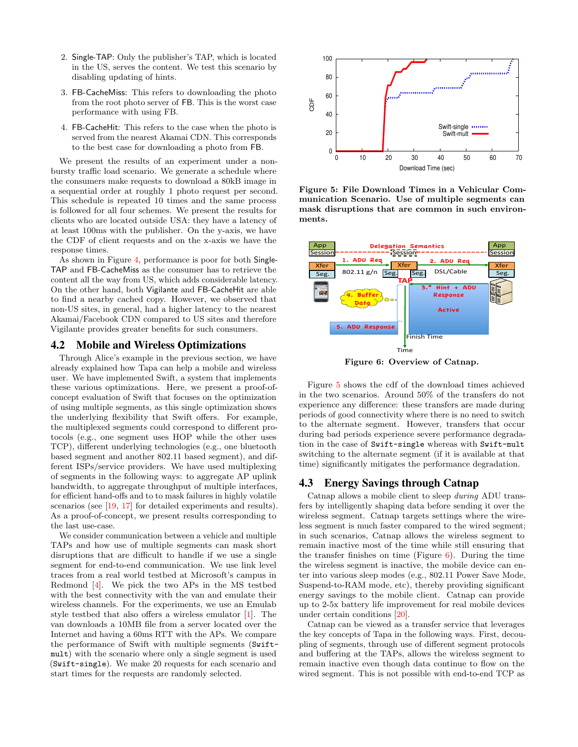2. Single-TAP: Only the publisher's TAP, which is located in the US, serves the content. We test this scenario by disabling updating of hints.

3. FB-CacheMiss: This refers to downloading the photo from the root photo server of FB. This is the worst case performance with using FB.

4. FB-CacheHit: This refers to the case when the photo is served from the nearest Akamai CDN. This corresponds to the best case for downloading a photo from FB.

We present the results of an experiment under a non-bursty traffic load scenario. We generate a schedule where the consumers make requests to download a 80kB image in a sequential order at roughly 1 photo request per second. This schedule is repeated 10 times and the same process is followed for all four schemes. We present the results for clients who are located outside USA: they have a latency of at least 100ms with the publisher. On the y-axis, we have the CDF of client requests and on the x-axis we have the response times.

As shown in Figure 4, performance is poor for both Single-TAP and FB-CacheMiss as the consumer has to retrieve the content all the way from US, which adds considerable latency. On the other hand, both Vigilante and FB-CacheHit are able to find a nearby cached copy. However, we observed that non-US sites, in general, had a higher latency to the nearest Akamai/Facebook CDN compared to US sites and therefore Vigilante provides greater benefits for such consumers.

## 4.2 Mobile and Wireless Optimizations

Through Alice's example in the previous section, we have already explained how Tapa can help a mobile and wireless user. We have implemented Swift, a system that implements these various optimizations. Here, we present a proof-of-concept evaluation of Swift that focuses on the optimization of using multiple segments, as this single optimization shows the underlying flexibility that Swift offers. For example, the multiplexed segments could correspond to different protocols (e.g., one segment uses HOP while the other uses TCP), different underlying technologies (e.g., one bluetooth based segment and another 802.11 based segment), and different ISPs/service providers. We have used multiplexing of segments in the following ways: to aggregate AP uplink bandwidth, to aggregate throughput of multiple interfaces, for efficient hand-offs and to to mask failures in highly volatile scenarios (see [19, 17] for detailed experiments and results). As a proof-of-concept, we present results corresponding to the last use-case.

We consider communication between a vehicle and multiple TAPs and how use of multiple segments can mask short disruptions that are difficult to handle if we use a single segment for end-to-end communication. We use link level traces from a real world testbed at Microsoft's campus in Redmond [4]. We pick the two APs in the MS testbed with the best connectivity with the van and emulate their wireless channels. For the experiments, we use an Emulab style testbed that also offers a wireless emulator [1]. The van downloads a 10MB file from a server located over the Internet and having a 60ms RTT with the APs. We compare the performance of Swift with multiple segments (`Swift-mult`) with the scenario where only a single segment is used (`Swift-single`). We make 20 requests for each scenario and start times for the requests are randomly selected.

**Figure 5: File Download Times in a Vehicular Communication Scenario. Use of multiple segments can mask disruptions that are common in such environments.**

**Figure 6: Overview of Catnap.**

Figure 5 shows the cdf of the download times achieved in the two scenarios. Around 50% of the transfers do not experience any difference: these transfers are made during periods of good connectivity where there is no need to switch to the alternate segment. However, transfers that occur during bad periods experience severe performance degradation in the case of `Swift-single` whereas with `Swift-mult` switching to the alternate segment (if it is available at that time) significantly mitigates the performance degradation.

## 4.3 Energy Savings through Catnap

Catnap allows a mobile client to sleep *during* ADU transfers by intelligently shaping data before sending it over the wireless segment. Catnap targets settings where the wireless segment is much faster compared to the wired segment; in such scenarios, Catnap allows the wireless segment to remain inactive most of the time while still ensuring that the transfer finishes on time (Figure 6). During the time the wireless segment is inactive, the mobile device can enter into various sleep modes (e.g., 802.11 Power Save Mode, Suspend-to-RAM mode, etc), thereby providing significant energy savings to the mobile client. Catnap can provide up to 2-5x battery life improvement for real mobile devices under certain conditions [20].

Catnap can be viewed as a transfer service that leverages the key concepts of Tapa in the following ways. First, decoupling of segments, through use of different segment protocols and buffering at the TAPs, allows the wireless segment to remain inactive even though data continue to flow on the wired segment. This is not possible with end-to-end TCP as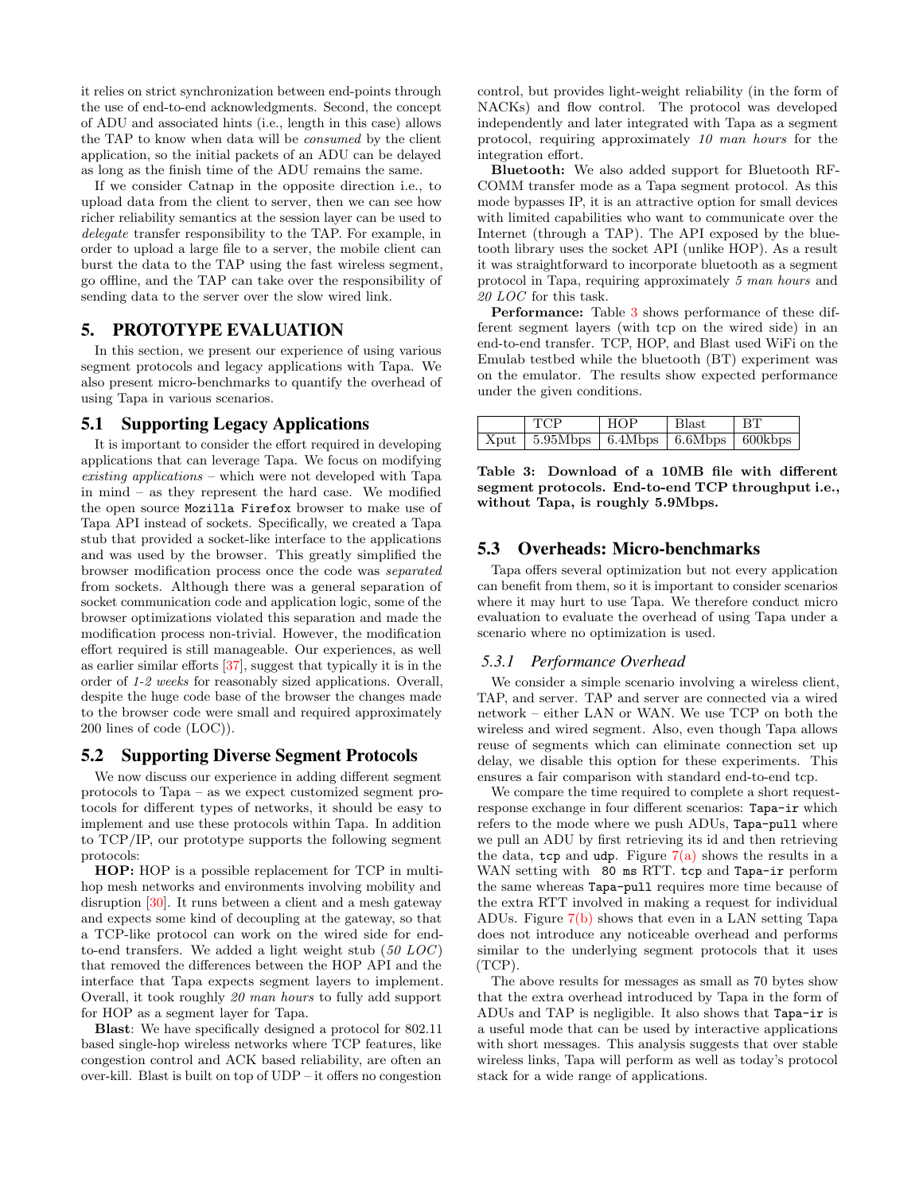it relies on strict synchronization between end-points through the use of end-to-end acknowledgments. Second, the concept of ADU and associated hints (i.e., length in this case) allows the TAP to know when data will be *consumed* by the client application, so the initial packets of an ADU can be delayed as long as the finish time of the ADU remains the same.

If we consider Catnap in the opposite direction i.e., to upload data from the client to server, then we can see how richer reliability semantics at the session layer can be used to *delegate* transfer responsibility to the TAP. For example, in order to upload a large file to a server, the mobile client can burst the data to the TAP using the fast wireless segment, go offline, and the TAP can take over the responsibility of sending data to the server over the slow wired link.

## 5. PROTOTYPE EVALUATION

In this section, we present our experience of using various segment protocols and legacy applications with Tapa. We also present micro-benchmarks to quantify the overhead of using Tapa in various scenarios.

### 5.1 Supporting Legacy Applications

It is important to consider the effort required in developing applications that can leverage Tapa. We focus on modifying *existing applications* – which were not developed with Tapa in mind – as they represent the hard case. We modified the open source `Mozilla Firefox` browser to make use of Tapa API instead of sockets. Specifically, we created a Tapa stub that provided a socket-like interface to the applications and was used by the browser. This greatly simplified the browser modification process once the code was *separated* from sockets. Although there was a general separation of socket communication code and application logic, some of the browser optimizations violated this separation and made the modification process non-trivial. However, the modification effort required is still manageable. Our experiences, as well as earlier similar efforts [37], suggest that typically it is in the order of *1-2 weeks* for reasonably sized applications. Overall, despite the huge code base of the browser the changes made to the browser code were small and required approximately 200 lines of code (LOC)).

### 5.2 Supporting Diverse Segment Protocols

We now discuss our experience in adding different segment protocols to Tapa – as we expect customized segment protocols for different types of networks, it should be easy to implement and use these protocols within Tapa. In addition to TCP/IP, our prototype supports the following segment protocols:

**HOP:** HOP is a possible replacement for TCP in multi-hop mesh networks and environments involving mobility and disruption [30]. It runs between a client and a mesh gateway and expects some kind of decoupling at the gateway, so that a TCP-like protocol can work on the wired side for end-to-end transfers. We added a light weight stub (*50 LOC*) that removed the differences between the HOP API and the interface that Tapa expects segment layers to implement. Overall, it took roughly *20 man hours* to fully add support for HOP as a segment layer for Tapa.

**Blast**: We have specifically designed a protocol for 802.11 based single-hop wireless networks where TCP features, like congestion control and ACK based reliability, are often an over-kill. Blast is built on top of UDP – it offers no congestion control, but provides light-weight reliability (in the form of NACKs) and flow control. The protocol was developed independently and later integrated with Tapa as a segment protocol, requiring approximately *10 man hours* for the integration effort.

**Bluetooth:** We also added support for Bluetooth RF-COMM transfer mode as a Tapa segment protocol. As this mode bypasses IP, it is an attractive option for small devices with limited capabilities who want to communicate over the Internet (through a TAP). The API exposed by the bluetooth library uses the socket API (unlike HOP). As a result it was straightforward to incorporate bluetooth as a segment protocol in Tapa, requiring approximately *5 man hours* and *20 LOC* for this task.

**Performance:** Table 3 shows performance of these different segment layers (with tcp on the wired side) in an end-to-end transfer. TCP, HOP, and Blast used WiFi on the Emulab testbed while the bluetooth (BT) experiment was on the emulator. The results show expected performance under the given conditions.

| | TCP | HOP | Blast | BT |
|---|---|---|---|---|
| Xput | 5.95Mbps | 6.4Mbps | 6.6Mbps | 600kbps |

**Table 3: Download of a 10MB file with different segment protocols. End-to-end TCP throughput i.e., without Tapa, is roughly 5.9Mbps.**

### 5.3 Overheads: Micro-benchmarks

Tapa offers several optimization but not every application can benefit from them, so it is important to consider scenarios where it may hurt to use Tapa. We therefore conduct micro evaluation to evaluate the overhead of using Tapa under a scenario where no optimization is used.

#### 5.3.1 Performance Overhead

We consider a simple scenario involving a wireless client, TAP, and server. TAP and server are connected via a wired network – either LAN or WAN. We use TCP on both the wireless and wired segment. Also, even though Tapa allows reuse of segments which can eliminate connection set up delay, we disable this option for these experiments. This ensures a fair comparison with standard end-to-end tcp.

We compare the time required to complete a short request-response exchange in four different scenarios: `Tapa-ir` which refers to the mode where we push ADUs, `Tapa-pull` where we pull an ADU by first retrieving its id and then retrieving the data, `tcp` and `udp`. Figure 7(a) shows the results in a WAN setting with 80 ms RTT. `tcp` and `Tapa-ir` perform the same whereas `Tapa-pull` requires more time because of the extra RTT involved in making a request for individual ADUs. Figure 7(b) shows that even in a LAN setting Tapa does not introduce any noticeable overhead and performs similar to the underlying segment protocols that it uses (TCP).

The above results for messages as small as 70 bytes show that the extra overhead introduced by Tapa in the form of ADUs and TAP is negligible. It also shows that `Tapa-ir` is a useful mode that can be used by interactive applications with short messages. This analysis suggests that over stable wireless links, Tapa will perform as well as today's protocol stack for a wide range of applications.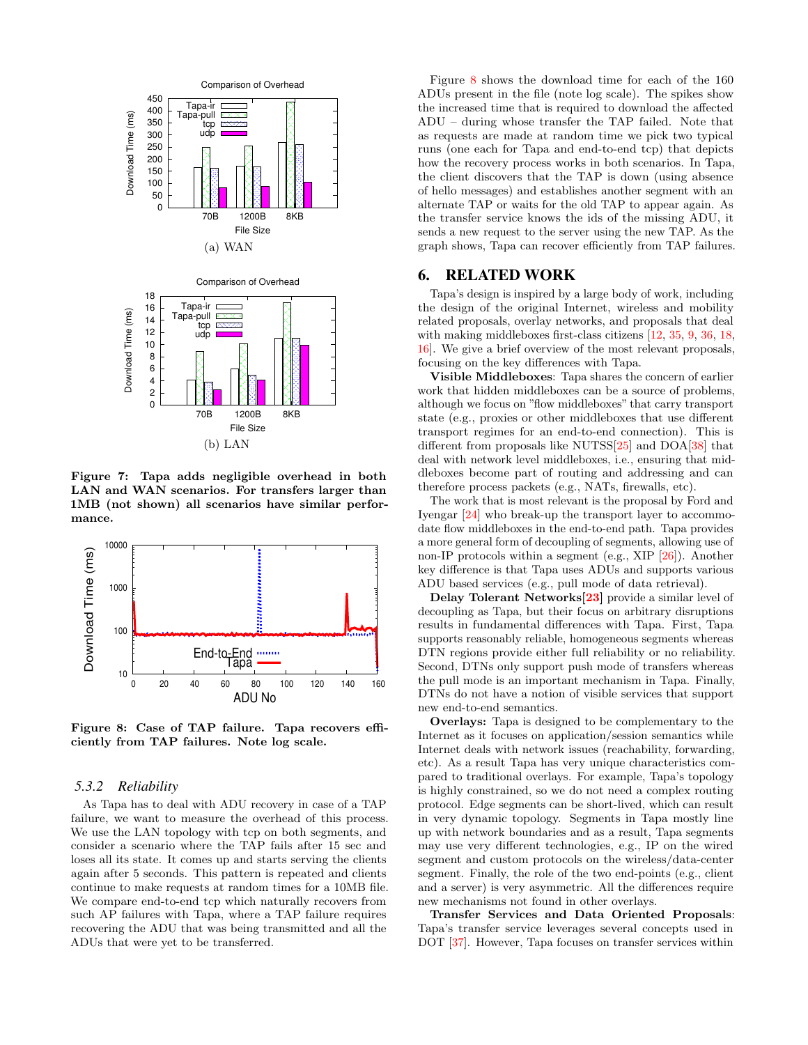Figure 7: Tapa adds negligible overhead in both LAN and WAN scenarios. For transfers larger than 1MB (not shown) all scenarios have similar performance.

Figure 8: Case of TAP failure. Tapa recovers efficiently from TAP failures. Note log scale.

### 5.3.2 Reliability

As Tapa has to deal with ADU recovery in case of a TAP failure, we want to measure the overhead of this process. We use the LAN topology with tcp on both segments, and consider a scenario where the TAP fails after 15 sec and loses all its state. It comes up and starts serving the clients again after 5 seconds. This pattern is repeated and clients continue to make requests at random times for a 10MB file. We compare end-to-end tcp which naturally recovers from such AP failures with Tapa, where a TAP failure requires recovering the ADU that was being transmitted and all the ADUs that were yet to be transferred.

Figure 8 shows the download time for each of the 160 ADUs present in the file (note log scale). The spikes show the increased time that is required to download the affected ADU – during whose transfer the TAP failed. Note that as requests are made at random time we pick two typical runs (one each for Tapa and end-to-end tcp) that depicts how the recovery process works in both scenarios. In Tapa, the client discovers that the TAP is down (using absence of hello messages) and establishes another segment with an alternate TAP or waits for the old TAP to appear again. As the transfer service knows the ids of the missing ADU, it sends a new request to the server using the new TAP. As the graph shows, Tapa can recover efficiently from TAP failures.

## 6. RELATED WORK

Tapa's design is inspired by a large body of work, including the design of the original Internet, wireless and mobility related proposals, overlay networks, and proposals that deal with making middleboxes first-class citizens [12, 35, 9, 36, 18, 16]. We give a brief overview of the most relevant proposals, focusing on the key differences with Tapa.

**Visible Middleboxes**: Tapa shares the concern of earlier work that hidden middleboxes can be a source of problems, although we focus on "flow middleboxes" that carry transport state (e.g., proxies or other middleboxes that use different transport regimes for an end-to-end connection). This is different from proposals like NUTSS[25] and DOA[38] that deal with network level middleboxes, i.e., ensuring that middleboxes become part of routing and addressing and can therefore process packets (e.g., NATs, firewalls, etc).

The work that is most relevant is the proposal by Ford and Iyengar [24] who break-up the transport layer to accommodate flow middleboxes in the end-to-end path. Tapa provides a more general form of decoupling of segments, allowing use of non-IP protocols within a segment (e.g., XIP [26]). Another key difference is that Tapa uses ADUs and supports various ADU based services (e.g., pull mode of data retrieval).

**Delay Tolerant Networks[23]** provide a similar level of decoupling as Tapa, but their focus on arbitrary disruptions results in fundamental differences with Tapa. First, Tapa supports reasonably reliable, homogeneous segments whereas DTN regions provide either full reliability or no reliability. Second, DTNs only support push mode of transfers whereas the pull mode is an important mechanism in Tapa. Finally, DTNs do not have a notion of visible services that support new end-to-end semantics.

**Overlays:** Tapa is designed to be complementary to the Internet as it focuses on application/session semantics while Internet deals with network issues (reachability, forwarding, etc). As a result Tapa has very unique characteristics compared to traditional overlays. For example, Tapa's topology is highly constrained, so we do not need a complex routing protocol. Edge segments can be short-lived, which can result in very dynamic topology. Segments in Tapa mostly line up with network boundaries and as a result, Tapa segments may use very different technologies, e.g., IP on the wired segment and custom protocols on the wireless/data-center segment. Finally, the role of the two end-points (e.g., client and a server) is very asymmetric. All the differences require new mechanisms not found in other overlays.

**Transfer Services and Data Oriented Proposals**: Tapa's transfer service leverages several concepts used in DOT [37]. However, Tapa focuses on transfer services within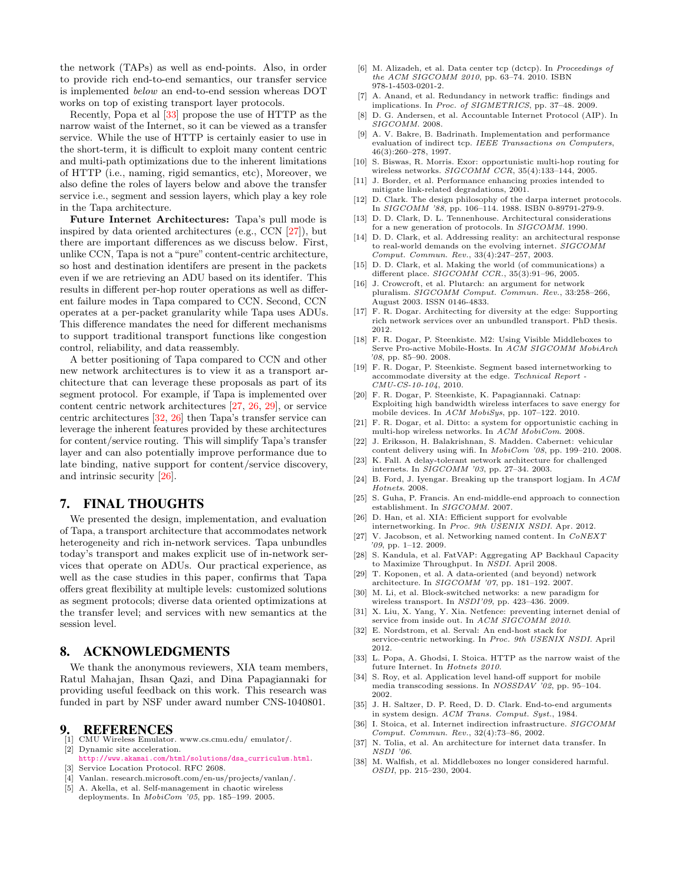the network (TAPs) as well as end-points. Also, in order to provide rich end-to-end semantics, our transfer service is implemented *below* an end-to-end session whereas DOT works on top of existing transport layer protocols.

Recently, Popa et al [33] propose the use of HTTP as the narrow waist of the Internet, so it can be viewed as a transfer service. While the use of HTTP is certainly easier to use in the short-term, it is difficult to exploit many content centric and multi-path optimizations due to the inherent limitations of HTTP (i.e., naming, rigid semantics, etc), Moreover, we also define the roles of layers below and above the transfer service i.e., segment and session layers, which play a key role in the Tapa architecture.

**Future Internet Architectures:** Tapa's pull mode is inspired by data oriented architectures (e.g., CCN [27]), but there are important differences as we discuss below. First, unlike CCN, Tapa is not a "pure" content-centric architecture, so host and destination identifers are present in the packets even if we are retrieving an ADU based on its identifer. This results in different per-hop router operations as well as different failure modes in Tapa compared to CCN. Second, CCN operates at a per-packet granularity while Tapa uses ADUs. This difference mandates the need for different mechanisms to support traditional transport functions like congestion control, reliability, and data reassembly.

A better positioning of Tapa compared to CCN and other new network architectures is to view it as a transport architecture that can leverage these proposals as part of its segment protocol. For example, if Tapa is implemented over content centric network architectures [27, 26, 29], or service centric architectures [32, 26] then Tapa's transfer service can leverage the inherent features provided by these architectures for content/service routing. This will simplify Tapa's transfer layer and can also potentially improve performance due to late binding, native support for content/service discovery, and intrinsic security [26].

## 7. FINAL THOUGHTS

We presented the design, implementation, and evaluation of Tapa, a transport architecture that accommodates network heterogeneity and rich in-network services. Tapa unbundles today's transport and makes explicit use of in-network services that operate on ADUs. Our practical experience, as well as the case studies in this paper, confirms that Tapa offers great flexibility at multiple levels: customized solutions as segment protocols; diverse data oriented optimizations at the transfer level; and services with new semantics at the session level.

## 8. ACKNOWLEDGMENTS

We thank the anonymous reviewers, XIA team members, Ratul Mahajan, Ihsan Qazi, and Dina Papagiannaki for providing useful feedback on this work. This research was funded in part by NSF under award number CNS-1040801.

## 9. REFERENCES

[1] CMU Wireless Emulator. www.cs.cmu.edu/ emulator/.

[2] Dynamic site acceleration. http://www.akamai.com/html/solutions/dsa_curriculum.html.

[3] Service Location Protocol. RFC 2608.

[4] Vanlan. research.microsoft.com/en-us/projects/vanlan/.

[5] A. Akella, et al. Self-management in chaotic wireless deployments. In *MobiCom '05*, pp. 185–199. 2005.

[6] M. Alizadeh, et al. Data center tcp (dctcp). In *Proceedings of the ACM SIGCOMM 2010*, pp. 63–74. 2010. ISBN 978-1-4503-0201-2.

[7] A. Anand, et al. Redundancy in network traffic: findings and implications. In *Proc. of SIGMETRICS*, pp. 37–48. 2009.

[8] D. G. Andersen, et al. Accountable Internet Protocol (AIP). In *SIGCOMM*. 2008.

[9] A. V. Bakre, B. Badrinath. Implementation and performance evaluation of indirect tcp. *IEEE Transactions on Computers*, 46(3):260–278, 1997.

[10] S. Biswas, R. Morris. Exor: opportunistic multi-hop routing for wireless networks. *SIGCOMM CCR*, 35(4):133–144, 2005.

[11] J. Border, et al. Performance enhancing proxies intended to mitigate link-related degradations, 2001.

[12] D. Clark. The design philosophy of the darpa internet protocols. In *SIGCOMM '88*, pp. 106–114. 1988. ISBN 0-89791-279-9.

[13] D. D. Clark, D. L. Tennenhouse. Architectural considerations for a new generation of protocols. In *SIGCOMM*. 1990.

[14] D. D. Clark, et al. Addressing reality: an architectural response to real-world demands on the evolving internet. *SIGCOMM Comput. Commun. Rev.*, 33(4):247–257, 2003.

[15] D. D. Clark, et al. Making the world (of communications) a different place. *SIGCOMM CCR.*, 35(3):91–96, 2005.

[16] J. Crowcroft, et al. Plutarch: an argument for network pluralism. *SIGCOMM Comput. Commun. Rev.*, 33:258–266, August 2003. ISSN 0146-4833.

[17] F. R. Dogar. Architecting for diversity at the edge: Supporting rich network services over an unbundled transport. PhD thesis. 2012.

[18] F. R. Dogar, P. Steenkiste. M2: Using Visible Middleboxes to Serve Pro-active Mobile-Hosts. In *ACM SIGCOMM MobiArch '08*, pp. 85–90. 2008.

[19] F. R. Dogar, P. Steenkiste. Segment based internetworking to accommodate diversity at the edge. *Technical Report - CMU-CS-10-104*, 2010.

[20] F. R. Dogar, P. Steenkiste, K. Papagiannaki. Catnap: Exploiting high bandwidth wireless interfaces to save energy for mobile devices. In *ACM MobiSys*, pp. 107–122. 2010.

[21] F. R. Dogar, et al. Ditto: a system for opportunistic caching in multi-hop wireless networks. In *ACM MobiCom*. 2008.

[22] J. Eriksson, H. Balakrishnan, S. Madden. Cabernet: vehicular content delivery using wifi. In *MobiCom '08*, pp. 199–210. 2008.

[23] K. Fall. A delay-tolerant network architecture for challenged internets. In *SIGCOMM '03*, pp. 27–34. 2003.

[24] B. Ford, J. Iyengar. Breaking up the transport logjam. In *ACM Hotnets*. 2008.

[25] S. Guha, P. Francis. An end-middle-end approach to connection establishment. In *SIGCOMM*. 2007.

[26] D. Han, et al. XIA: Efficient support for evolvable internetworking. In *Proc. 9th USENIX NSDI*. Apr. 2012.

[27] V. Jacobson, et al. Networking named content. In *CoNEXT '09*, pp. 1–12. 2009.

[28] S. Kandula, et al. FatVAP: Aggregating AP Backhaul Capacity to Maximize Throughput. In *NSDI*. April 2008.

[29] T. Koponen, et al. A data-oriented (and beyond) network architecture. In *SIGCOMM '07*, pp. 181–192. 2007.

[30] M. Li, et al. Block-switched networks: a new paradigm for wireless transport. In *NSDI'09*, pp. 423–436. 2009.

[31] X. Liu, X. Yang, Y. Xia. Netfence: preventing internet denial of service from inside out. In *ACM SIGCOMM 2010*.

[32] E. Nordstrom, et al. Serval: An end-host stack for service-centric networking. In *Proc. 9th USENIX NSDI*. April 2012.

[33] L. Popa, A. Ghodsi, I. Stoica. HTTP as the narrow waist of the future Internet. In *Hotnets 2010*.

[34] S. Roy, et al. Application level hand-off support for mobile media transcoding sessions. In *NOSSDAV '02*, pp. 95–104. 2002.

[35] J. H. Saltzer, D. P. Reed, D. D. Clark. End-to-end arguments in system design. *ACM Trans. Comput. Syst.*, 1984.

[36] I. Stoica, et al. Internet indirection infrastructure. *SIGCOMM Comput. Commun. Rev.*, 32(4):73–86, 2002.

[37] N. Tolia, et al. An architecture for internet data transfer. In *NSDI '06*.

[38] M. Walfish, et al. Middleboxes no longer considered harmful. *OSDI*, pp. 215–230, 2004.